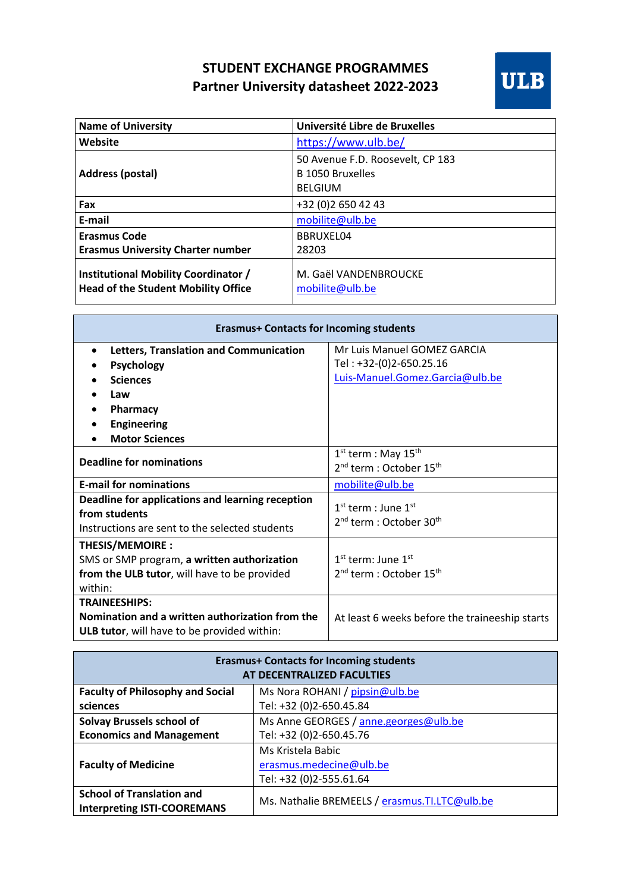# STUDENT EXCHANGE PROGRAMMES
## Partner University datasheet 2022-2023

ULB

| Name of University | Université Libre de Bruxelles |
|---|---|
| Website | https://www.ulb.be/ |
| Address (postal) | 50 Avenue F.D. Roosevelt, CP 183<br>B 1050 Bruxelles<br>BELGIUM |
| Fax | +32 (0)2 650 42 43 |
| E-mail | mobilite@ulb.be |
| Erasmus Code<br>Erasmus University Charter number | BBRUXEL04<br>28203 |
| Institutional Mobility Coordinator /<br>Head of the Student Mobility Office | M. Gaël VANDENBROUCKE<br>mobilite@ulb.be |

| Erasmus+ Contacts for Incoming students | |
|---|---|
| • **Letters, Translation and Communication**<br>• **Psychology**<br>• **Sciences**<br>• **Law**<br>• **Pharmacy**<br>• **Engineering**<br>• **Motor Sciences** | Mr Luis Manuel GOMEZ GARCIA<br>Tel : +32-(0)2-650.25.16<br>Luis-Manuel.Gomez.Garcia@ulb.be |
| **Deadline for nominations** | 1st term : May 15th<br>2nd term : October 15th |
| **E-mail for nominations** | mobilite@ulb.be |
| **Deadline for applications and learning reception from students**<br>Instructions are sent to the selected students | 1st term : June 1st<br>2nd term : October 30th |
| **THESIS/MEMOIRE :**<br>SMS or SMP program, **a written authorization from the ULB tutor**, will have to be provided within: | 1st term: June 1st<br>2nd term : October 15th |
| **TRAINEESHIPS:**<br>**Nomination and a written authorization from the ULB tutor**, will have to be provided within: | At least 6 weeks before the traineeship starts |

| Erasmus+ Contacts for Incoming students AT DECENTRALIZED FACULTIES | |
|---|---|
| **Faculty of Philosophy and Social sciences** | Ms Nora ROHANI / pipsin@ulb.be<br>Tel: +32 (0)2-650.45.84 |
| **Solvay Brussels school of Economics and Management** | Ms Anne GEORGES / anne.georges@ulb.be<br>Tel: +32 (0)2-650.45.76 |
| **Faculty of Medicine** | Ms Kristela Babic<br>erasmus.medecine@ulb.be<br>Tel: +32 (0)2-555.61.64 |
| **School of Translation and Interpreting ISTI-COOREMANS** | Ms. Nathalie BREMEELS / erasmus.TI.LTC@ulb.be |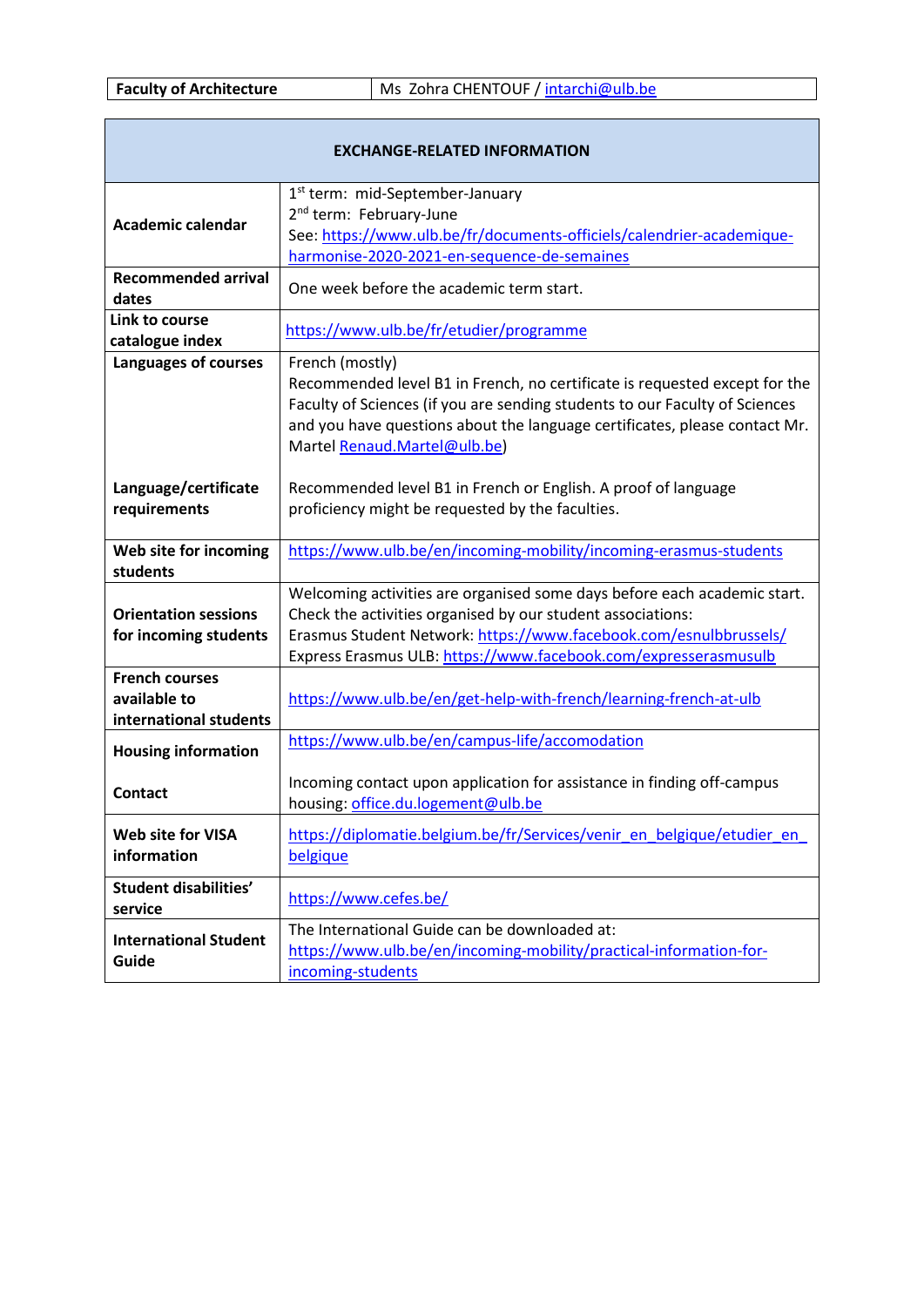| | |
|---|---|
| **Faculty of Architecture** | Ms Zohra CHENTOUF / intarchi@ulb.be |

| **EXCHANGE-RELATED INFORMATION** | |
|---|---|
| **Academic calendar** | 1st term: mid-September-January<br>2nd term: February-June<br>See: https://www.ulb.be/fr/documents-officiels/calendrier-academique-harmonise-2020-2021-en-sequence-de-semaines |
| **Recommended arrival dates** | One week before the academic term start. |
| **Link to course catalogue index** | https://www.ulb.be/fr/etudier/programme |
| **Languages of courses** | French (mostly)<br>Recommended level B1 in French, no certificate is requested except for the Faculty of Sciences (if you are sending students to our Faculty of Sciences and you have questions about the language certificates, please contact Mr. Martel Renaud.Martel@ulb.be) |
| **Language/certificate requirements** | Recommended level B1 in French or English. A proof of language proficiency might be requested by the faculties. |
| **Web site for incoming students** | https://www.ulb.be/en/incoming-mobility/incoming-erasmus-students |
| **Orientation sessions for incoming students** | Welcoming activities are organised some days before each academic start. Check the activities organised by our student associations:<br>Erasmus Student Network: https://www.facebook.com/esnulbbrussels/<br>Express Erasmus ULB: https://www.facebook.com/expresserasmusulb |
| **French courses available to international students** | https://www.ulb.be/en/get-help-with-french/learning-french-at-ulb |
| **Housing information** | https://www.ulb.be/en/campus-life/accomodation |
| **Contact** | Incoming contact upon application for assistance in finding off-campus housing: office.du.logement@ulb.be |
| **Web site for VISA information** | https://diplomatie.belgium.be/fr/Services/venir_en_belgique/etudier_en_belgique |
| **Student disabilities' service** | https://www.cefes.be/ |
| **International Student Guide** | The International Guide can be downloaded at:<br>https://www.ulb.be/en/incoming-mobility/practical-information-for-incoming-students |